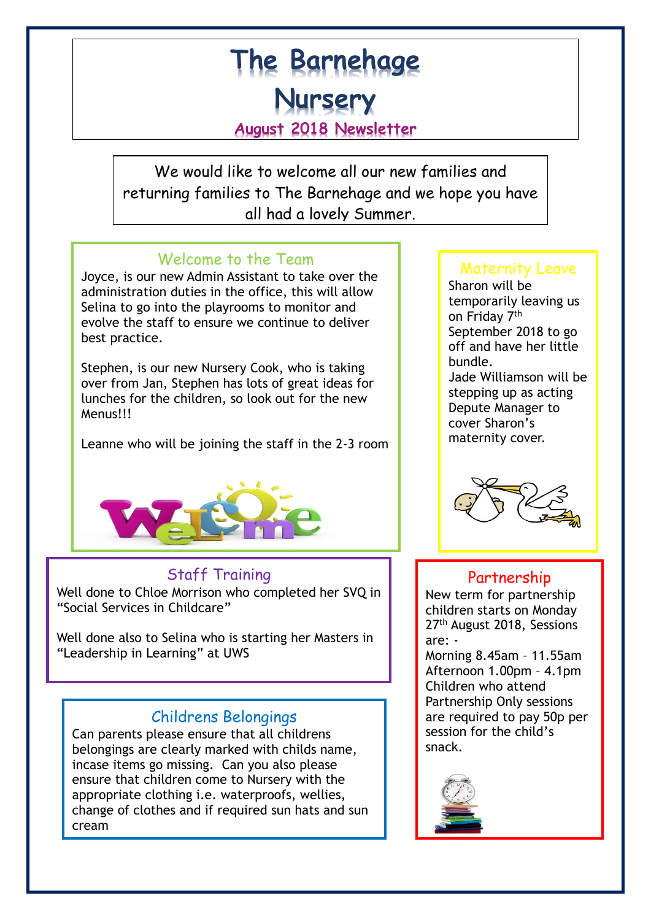# The Barnehage Nursery

## August 2018 Newsletter

We would like to welcome all our new families and returning families to The Barnehage and we hope you have all had a lovely Summer.

## Welcome to the Team

Joyce, is our new Admin Assistant to take over the administration duties in the office, this will allow Selina to go into the playrooms to monitor and evolve the staff to ensure we continue to deliver best practice.

Stephen, is our new Nursery Cook, who is taking over from Jan, Stephen has lots of great ideas for lunches for the children, so look out for the new Menus!!!

Leanne who will be joining the staff in the 2-3 room

## Maternity Leave

Sharon will be temporarily leaving us on Friday 7th September 2018 to go off and have her little bundle.
Jade Williamson will be stepping up as acting Depute Manager to cover Sharon's maternity cover.

## Staff Training

Well done to Chloe Morrison who completed her SVQ in "Social Services in Childcare"

Well done also to Selina who is starting her Masters in "Leadership in Learning" at UWS

## Partnership

New term for partnership children starts on Monday 27th August 2018, Sessions are: -
Morning 8.45am – 11.55am
Afternoon 1.00pm – 4.1pm
Children who attend Partnership Only sessions are required to pay 50p per session for the child's snack.

## Childrens Belongings

Can parents please ensure that all childrens belongings are clearly marked with childs name, incase items go missing. Can you also please ensure that children come to Nursery with the appropriate clothing i.e. waterproofs, wellies, change of clothes and if required sun hats and sun cream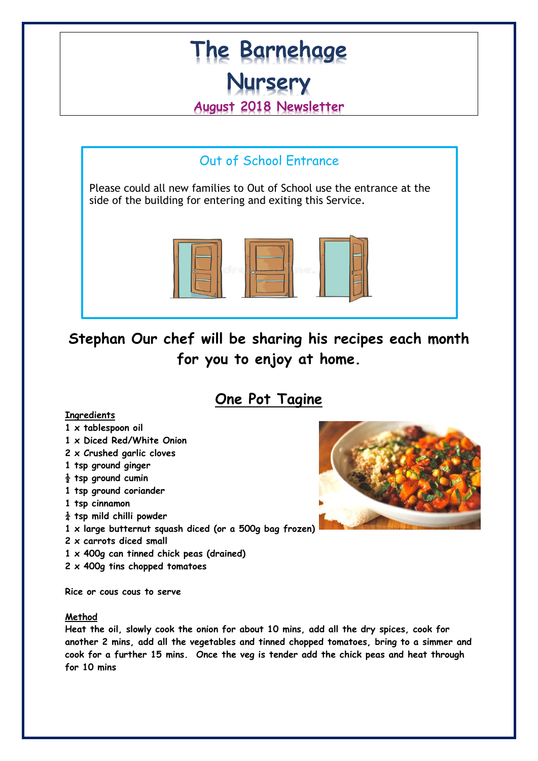# The Barnehage Nursery

## August 2018 Newsletter

### Out of School Entrance

Please could all new families to Out of School use the entrance at the side of the building for entering and exiting this Service.

**Stephan Our chef will be sharing his recipes each month for you to enjoy at home.**

## One Pot Tagine

**Ingredients**

1 x tablespoon oil
1 x Diced Red/White Onion
2 x Crushed garlic cloves
1 tsp ground ginger
½ tsp ground cumin
1 tsp ground coriander
1 tsp cinnamon
¼ tsp mild chilli powder
1 x large butternut squash diced (or a 500g bag frozen)
2 x carrots diced small
1 x 400g can tinned chick peas (drained)
2 x 400g tins chopped tomatoes

Rice or cous cous to serve

**Method**

Heat the oil, slowly cook the onion for about 10 mins, add all the dry spices, cook for another 2 mins, add all the vegetables and tinned chopped tomatoes, bring to a simmer and cook for a further 15 mins. Once the veg is tender add the chick peas and heat through for 10 mins